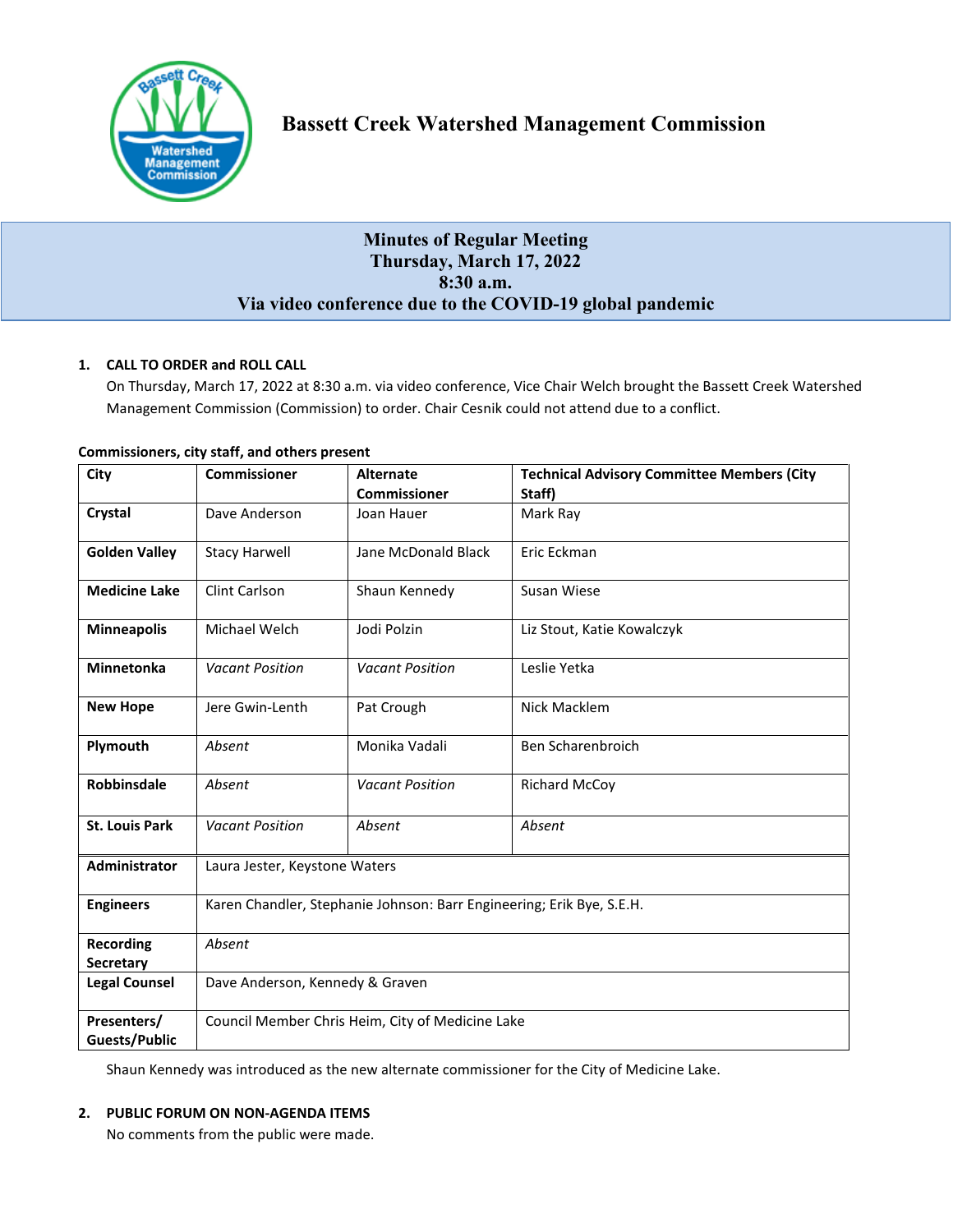# Bassett Creek Watershed Management Commission

## Minutes of Regular Meeting
## Thursday, March 17, 2022
## 8:30 a.m.
## Via video conference due to the COVID-19 global pandemic

### 1. CALL TO ORDER and ROLL CALL

On Thursday, March 17, 2022 at 8:30 a.m. via video conference, Vice Chair Welch brought the Bassett Creek Watershed Management Commission (Commission) to order. Chair Cesnik could not attend due to a conflict.

**Commissioners, city staff, and others present**

| City | Commissioner | Alternate Commissioner | Technical Advisory Committee Members (City Staff) |
|---|---|---|---|
| **Crystal** | Dave Anderson | Joan Hauer | Mark Ray |
| **Golden Valley** | Stacy Harwell | Jane McDonald Black | Eric Eckman |
| **Medicine Lake** | Clint Carlson | Shaun Kennedy | Susan Wiese |
| **Minneapolis** | Michael Welch | Jodi Polzin | Liz Stout, Katie Kowalczyk |
| **Minnetonka** | *Vacant Position* | *Vacant Position* | Leslie Yetka |
| **New Hope** | Jere Gwin-Lenth | Pat Crough | Nick Macklem |
| **Plymouth** | *Absent* | Monika Vadali | Ben Scharenbroich |
| **Robbinsdale** | *Absent* | *Vacant Position* | Richard McCoy |
| **St. Louis Park** | *Vacant Position* | *Absent* | *Absent* |
| **Administrator** | Laura Jester, Keystone Waters | | |
| **Engineers** | Karen Chandler, Stephanie Johnson: Barr Engineering; Erik Bye, S.E.H. | | |
| **Recording Secretary** | *Absent* | | |
| **Legal Counsel** | Dave Anderson, Kennedy & Graven | | |
| **Presenters/ Guests/Public** | Council Member Chris Heim, City of Medicine Lake | | |

Shaun Kennedy was introduced as the new alternate commissioner for the City of Medicine Lake.

### 2. PUBLIC FORUM ON NON-AGENDA ITEMS

No comments from the public were made.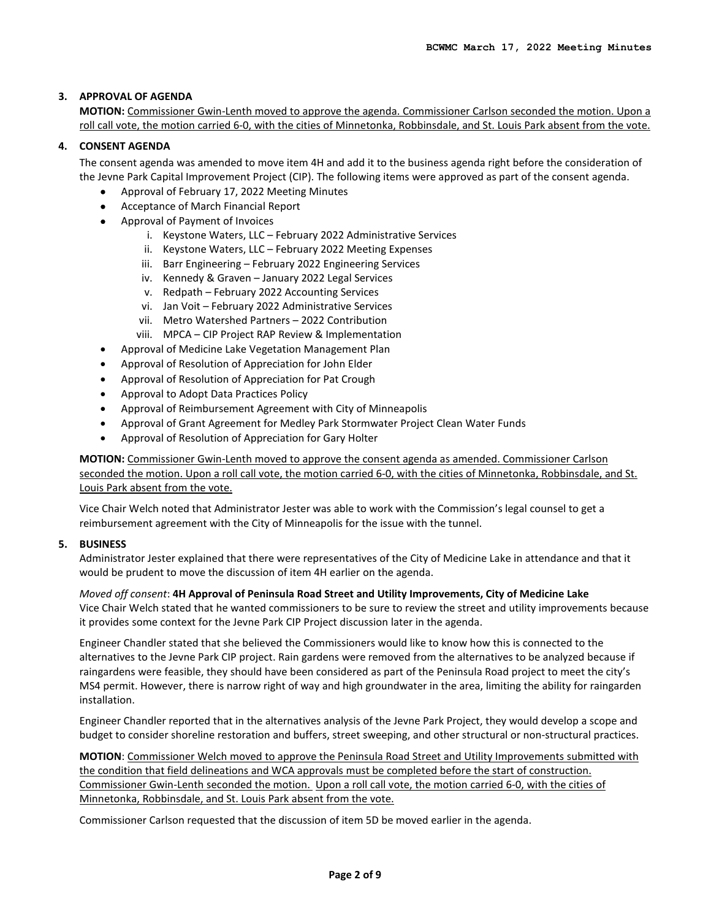## 3. APPROVAL OF AGENDA

**MOTION:** Commissioner Gwin-Lenth moved to approve the agenda. Commissioner Carlson seconded the motion. Upon a roll call vote, the motion carried 6-0, with the cities of Minnetonka, Robbinsdale, and St. Louis Park absent from the vote.

## 4. CONSENT AGENDA

The consent agenda was amended to move item 4H and add it to the business agenda right before the consideration of the Jevne Park Capital Improvement Project (CIP). The following items were approved as part of the consent agenda.

- Approval of February 17, 2022 Meeting Minutes
- Acceptance of March Financial Report
- Approval of Payment of Invoices
    i. Keystone Waters, LLC – February 2022 Administrative Services
    ii. Keystone Waters, LLC – February 2022 Meeting Expenses
    iii. Barr Engineering – February 2022 Engineering Services
    iv. Kennedy & Graven – January 2022 Legal Services
    v. Redpath – February 2022 Accounting Services
    vi. Jan Voit – February 2022 Administrative Services
    vii. Metro Watershed Partners – 2022 Contribution
    viii. MPCA – CIP Project RAP Review & Implementation
- Approval of Medicine Lake Vegetation Management Plan
- Approval of Resolution of Appreciation for John Elder
- Approval of Resolution of Appreciation for Pat Crough
- Approval to Adopt Data Practices Policy
- Approval of Reimbursement Agreement with City of Minneapolis
- Approval of Grant Agreement for Medley Park Stormwater Project Clean Water Funds
- Approval of Resolution of Appreciation for Gary Holter

**MOTION:** Commissioner Gwin-Lenth moved to approve the consent agenda as amended. Commissioner Carlson seconded the motion. Upon a roll call vote, the motion carried 6-0, with the cities of Minnetonka, Robbinsdale, and St. Louis Park absent from the vote.

Vice Chair Welch noted that Administrator Jester was able to work with the Commission's legal counsel to get a reimbursement agreement with the City of Minneapolis for the issue with the tunnel.

## 5. BUSINESS

Administrator Jester explained that there were representatives of the City of Medicine Lake in attendance and that it would be prudent to move the discussion of item 4H earlier on the agenda.

*Moved off consent*: **4H Approval of Peninsula Road Street and Utility Improvements, City of Medicine Lake**

Vice Chair Welch stated that he wanted commissioners to be sure to review the street and utility improvements because it provides some context for the Jevne Park CIP Project discussion later in the agenda.

Engineer Chandler stated that she believed the Commissioners would like to know how this is connected to the alternatives to the Jevne Park CIP project. Rain gardens were removed from the alternatives to be analyzed because if raingardens were feasible, they should have been considered as part of the Peninsula Road project to meet the city's MS4 permit. However, there is narrow right of way and high groundwater in the area, limiting the ability for raingarden installation.

Engineer Chandler reported that in the alternatives analysis of the Jevne Park Project, they would develop a scope and budget to consider shoreline restoration and buffers, street sweeping, and other structural or non-structural practices.

**MOTION**: Commissioner Welch moved to approve the Peninsula Road Street and Utility Improvements submitted with the condition that field delineations and WCA approvals must be completed before the start of construction. Commissioner Gwin-Lenth seconded the motion. Upon a roll call vote, the motion carried 6-0, with the cities of Minnetonka, Robbinsdale, and St. Louis Park absent from the vote.

Commissioner Carlson requested that the discussion of item 5D be moved earlier in the agenda.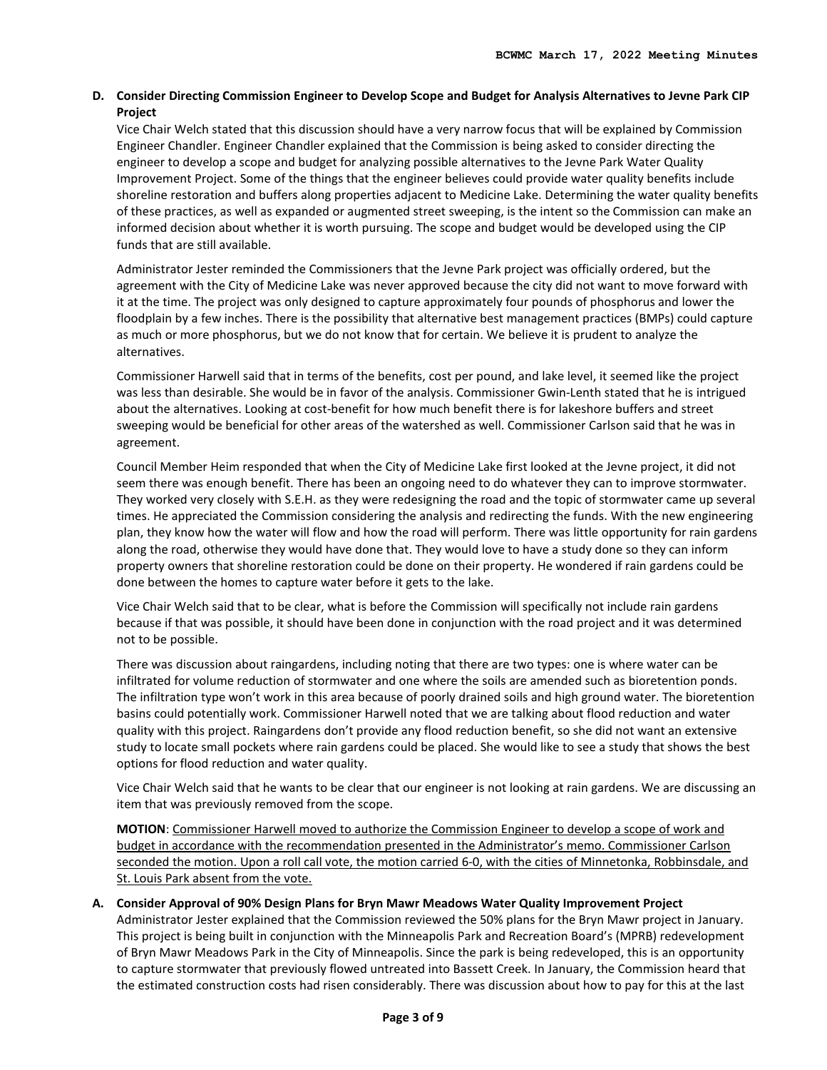**D. Consider Directing Commission Engineer to Develop Scope and Budget for Analysis Alternatives to Jevne Park CIP Project**

Vice Chair Welch stated that this discussion should have a very narrow focus that will be explained by Commission Engineer Chandler. Engineer Chandler explained that the Commission is being asked to consider directing the engineer to develop a scope and budget for analyzing possible alternatives to the Jevne Park Water Quality Improvement Project. Some of the things that the engineer believes could provide water quality benefits include shoreline restoration and buffers along properties adjacent to Medicine Lake. Determining the water quality benefits of these practices, as well as expanded or augmented street sweeping, is the intent so the Commission can make an informed decision about whether it is worth pursuing. The scope and budget would be developed using the CIP funds that are still available.

Administrator Jester reminded the Commissioners that the Jevne Park project was officially ordered, but the agreement with the City of Medicine Lake was never approved because the city did not want to move forward with it at the time. The project was only designed to capture approximately four pounds of phosphorus and lower the floodplain by a few inches. There is the possibility that alternative best management practices (BMPs) could capture as much or more phosphorus, but we do not know that for certain. We believe it is prudent to analyze the alternatives.

Commissioner Harwell said that in terms of the benefits, cost per pound, and lake level, it seemed like the project was less than desirable. She would be in favor of the analysis. Commissioner Gwin-Lenth stated that he is intrigued about the alternatives. Looking at cost-benefit for how much benefit there is for lakeshore buffers and street sweeping would be beneficial for other areas of the watershed as well. Commissioner Carlson said that he was in agreement.

Council Member Heim responded that when the City of Medicine Lake first looked at the Jevne project, it did not seem there was enough benefit. There has been an ongoing need to do whatever they can to improve stormwater. They worked very closely with S.E.H. as they were redesigning the road and the topic of stormwater came up several times. He appreciated the Commission considering the analysis and redirecting the funds. With the new engineering plan, they know how the water will flow and how the road will perform. There was little opportunity for rain gardens along the road, otherwise they would have done that. They would love to have a study done so they can inform property owners that shoreline restoration could be done on their property. He wondered if rain gardens could be done between the homes to capture water before it gets to the lake.

Vice Chair Welch said that to be clear, what is before the Commission will specifically not include rain gardens because if that was possible, it should have been done in conjunction with the road project and it was determined not to be possible.

There was discussion about raingardens, including noting that there are two types: one is where water can be infiltrated for volume reduction of stormwater and one where the soils are amended such as bioretention ponds. The infiltration type won't work in this area because of poorly drained soils and high ground water. The bioretention basins could potentially work. Commissioner Harwell noted that we are talking about flood reduction and water quality with this project. Raingardens don't provide any flood reduction benefit, so she did not want an extensive study to locate small pockets where rain gardens could be placed. She would like to see a study that shows the best options for flood reduction and water quality.

Vice Chair Welch said that he wants to be clear that our engineer is not looking at rain gardens. We are discussing an item that was previously removed from the scope.

**MOTION**: Commissioner Harwell moved to authorize the Commission Engineer to develop a scope of work and budget in accordance with the recommendation presented in the Administrator's memo. Commissioner Carlson seconded the motion. Upon a roll call vote, the motion carried 6-0, with the cities of Minnetonka, Robbinsdale, and St. Louis Park absent from the vote.

**A. Consider Approval of 90% Design Plans for Bryn Mawr Meadows Water Quality Improvement Project**

Administrator Jester explained that the Commission reviewed the 50% plans for the Bryn Mawr project in January. This project is being built in conjunction with the Minneapolis Park and Recreation Board's (MPRB) redevelopment of Bryn Mawr Meadows Park in the City of Minneapolis. Since the park is being redeveloped, this is an opportunity to capture stormwater that previously flowed untreated into Bassett Creek. In January, the Commission heard that the estimated construction costs had risen considerably. There was discussion about how to pay for this at the last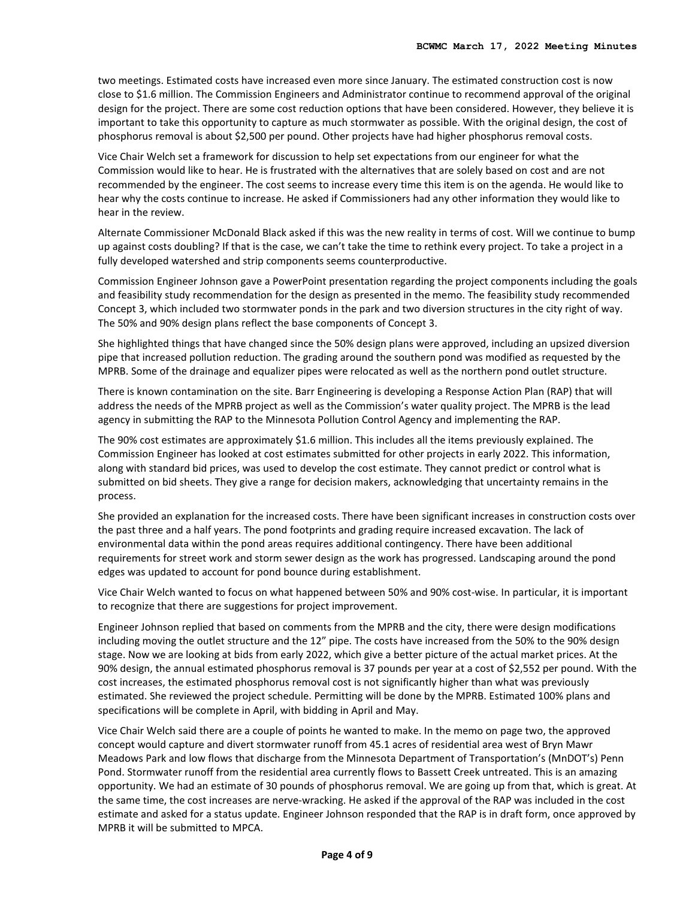two meetings. Estimated costs have increased even more since January. The estimated construction cost is now close to $1.6 million. The Commission Engineers and Administrator continue to recommend approval of the original design for the project. There are some cost reduction options that have been considered. However, they believe it is important to take this opportunity to capture as much stormwater as possible. With the original design, the cost of phosphorus removal is about $2,500 per pound. Other projects have had higher phosphorus removal costs.

Vice Chair Welch set a framework for discussion to help set expectations from our engineer for what the Commission would like to hear. He is frustrated with the alternatives that are solely based on cost and are not recommended by the engineer. The cost seems to increase every time this item is on the agenda. He would like to hear why the costs continue to increase. He asked if Commissioners had any other information they would like to hear in the review.

Alternate Commissioner McDonald Black asked if this was the new reality in terms of cost. Will we continue to bump up against costs doubling? If that is the case, we can't take the time to rethink every project. To take a project in a fully developed watershed and strip components seems counterproductive.

Commission Engineer Johnson gave a PowerPoint presentation regarding the project components including the goals and feasibility study recommendation for the design as presented in the memo. The feasibility study recommended Concept 3, which included two stormwater ponds in the park and two diversion structures in the city right of way. The 50% and 90% design plans reflect the base components of Concept 3.

She highlighted things that have changed since the 50% design plans were approved, including an upsized diversion pipe that increased pollution reduction. The grading around the southern pond was modified as requested by the MPRB. Some of the drainage and equalizer pipes were relocated as well as the northern pond outlet structure.

There is known contamination on the site. Barr Engineering is developing a Response Action Plan (RAP) that will address the needs of the MPRB project as well as the Commission's water quality project. The MPRB is the lead agency in submitting the RAP to the Minnesota Pollution Control Agency and implementing the RAP.

The 90% cost estimates are approximately $1.6 million. This includes all the items previously explained. The Commission Engineer has looked at cost estimates submitted for other projects in early 2022. This information, along with standard bid prices, was used to develop the cost estimate. They cannot predict or control what is submitted on bid sheets. They give a range for decision makers, acknowledging that uncertainty remains in the process.

She provided an explanation for the increased costs. There have been significant increases in construction costs over the past three and a half years. The pond footprints and grading require increased excavation. The lack of environmental data within the pond areas requires additional contingency. There have been additional requirements for street work and storm sewer design as the work has progressed. Landscaping around the pond edges was updated to account for pond bounce during establishment.

Vice Chair Welch wanted to focus on what happened between 50% and 90% cost-wise. In particular, it is important to recognize that there are suggestions for project improvement.

Engineer Johnson replied that based on comments from the MPRB and the city, there were design modifications including moving the outlet structure and the 12" pipe. The costs have increased from the 50% to the 90% design stage. Now we are looking at bids from early 2022, which give a better picture of the actual market prices. At the 90% design, the annual estimated phosphorus removal is 37 pounds per year at a cost of $2,552 per pound. With the cost increases, the estimated phosphorus removal cost is not significantly higher than what was previously estimated. She reviewed the project schedule. Permitting will be done by the MPRB. Estimated 100% plans and specifications will be complete in April, with bidding in April and May.

Vice Chair Welch said there are a couple of points he wanted to make. In the memo on page two, the approved concept would capture and divert stormwater runoff from 45.1 acres of residential area west of Bryn Mawr Meadows Park and low flows that discharge from the Minnesota Department of Transportation's (MnDOT's) Penn Pond. Stormwater runoff from the residential area currently flows to Bassett Creek untreated. This is an amazing opportunity. We had an estimate of 30 pounds of phosphorus removal. We are going up from that, which is great. At the same time, the cost increases are nerve-wracking. He asked if the approval of the RAP was included in the cost estimate and asked for a status update. Engineer Johnson responded that the RAP is in draft form, once approved by MPRB it will be submitted to MPCA.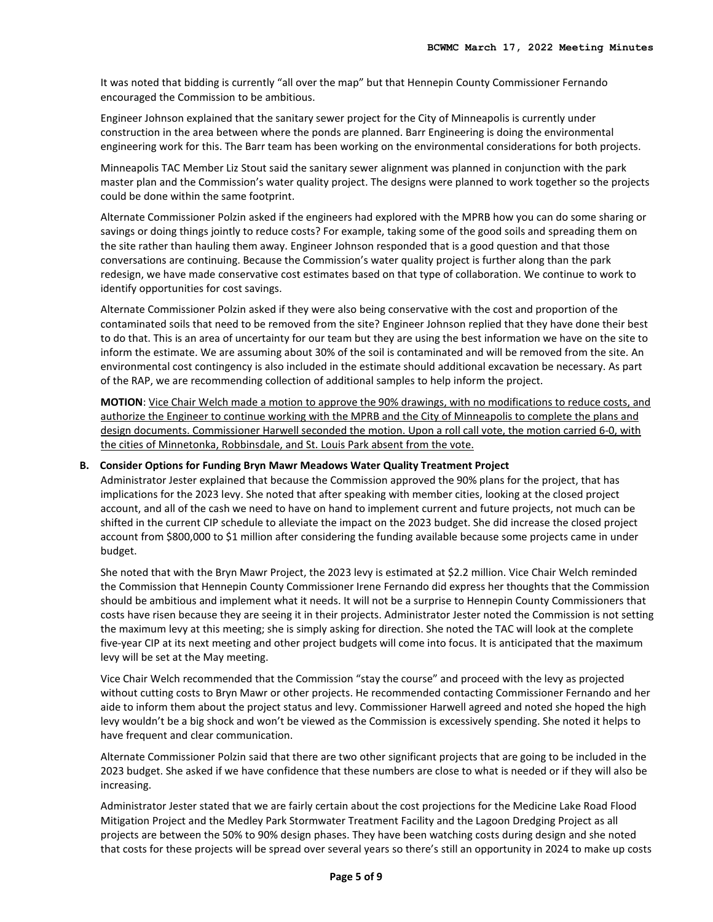It was noted that bidding is currently "all over the map" but that Hennepin County Commissioner Fernando encouraged the Commission to be ambitious.

Engineer Johnson explained that the sanitary sewer project for the City of Minneapolis is currently under construction in the area between where the ponds are planned. Barr Engineering is doing the environmental engineering work for this. The Barr team has been working on the environmental considerations for both projects.

Minneapolis TAC Member Liz Stout said the sanitary sewer alignment was planned in conjunction with the park master plan and the Commission's water quality project. The designs were planned to work together so the projects could be done within the same footprint.

Alternate Commissioner Polzin asked if the engineers had explored with the MPRB how you can do some sharing or savings or doing things jointly to reduce costs? For example, taking some of the good soils and spreading them on the site rather than hauling them away. Engineer Johnson responded that is a good question and that those conversations are continuing. Because the Commission's water quality project is further along than the park redesign, we have made conservative cost estimates based on that type of collaboration. We continue to work to identify opportunities for cost savings.

Alternate Commissioner Polzin asked if they were also being conservative with the cost and proportion of the contaminated soils that need to be removed from the site? Engineer Johnson replied that they have done their best to do that. This is an area of uncertainty for our team but they are using the best information we have on the site to inform the estimate. We are assuming about 30% of the soil is contaminated and will be removed from the site. An environmental cost contingency is also included in the estimate should additional excavation be necessary. As part of the RAP, we are recommending collection of additional samples to help inform the project.

**MOTION**: <u>Vice Chair Welch made a motion to approve the 90% drawings, with no modifications to reduce costs, and authorize the Engineer to continue working with the MPRB and the City of Minneapolis to complete the plans and design documents. Commissioner Harwell seconded the motion. Upon a roll call vote, the motion carried 6-0, with the cities of Minnetonka, Robbinsdale, and St. Louis Park absent from the vote.</u>

**B. Consider Options for Funding Bryn Mawr Meadows Water Quality Treatment Project**

Administrator Jester explained that because the Commission approved the 90% plans for the project, that has implications for the 2023 levy. She noted that after speaking with member cities, looking at the closed project account, and all of the cash we need to have on hand to implement current and future projects, not much can be shifted in the current CIP schedule to alleviate the impact on the 2023 budget. She did increase the closed project account from $800,000 to $1 million after considering the funding available because some projects came in under budget.

She noted that with the Bryn Mawr Project, the 2023 levy is estimated at $2.2 million. Vice Chair Welch reminded the Commission that Hennepin County Commissioner Irene Fernando did express her thoughts that the Commission should be ambitious and implement what it needs. It will not be a surprise to Hennepin County Commissioners that costs have risen because they are seeing it in their projects. Administrator Jester noted the Commission is not setting the maximum levy at this meeting; she is simply asking for direction. She noted the TAC will look at the complete five-year CIP at its next meeting and other project budgets will come into focus. It is anticipated that the maximum levy will be set at the May meeting.

Vice Chair Welch recommended that the Commission "stay the course" and proceed with the levy as projected without cutting costs to Bryn Mawr or other projects. He recommended contacting Commissioner Fernando and her aide to inform them about the project status and levy. Commissioner Harwell agreed and noted she hoped the high levy wouldn't be a big shock and won't be viewed as the Commission is excessively spending. She noted it helps to have frequent and clear communication.

Alternate Commissioner Polzin said that there are two other significant projects that are going to be included in the 2023 budget. She asked if we have confidence that these numbers are close to what is needed or if they will also be increasing.

Administrator Jester stated that we are fairly certain about the cost projections for the Medicine Lake Road Flood Mitigation Project and the Medley Park Stormwater Treatment Facility and the Lagoon Dredging Project as all projects are between the 50% to 90% design phases. They have been watching costs during design and she noted that costs for these projects will be spread over several years so there's still an opportunity in 2024 to make up costs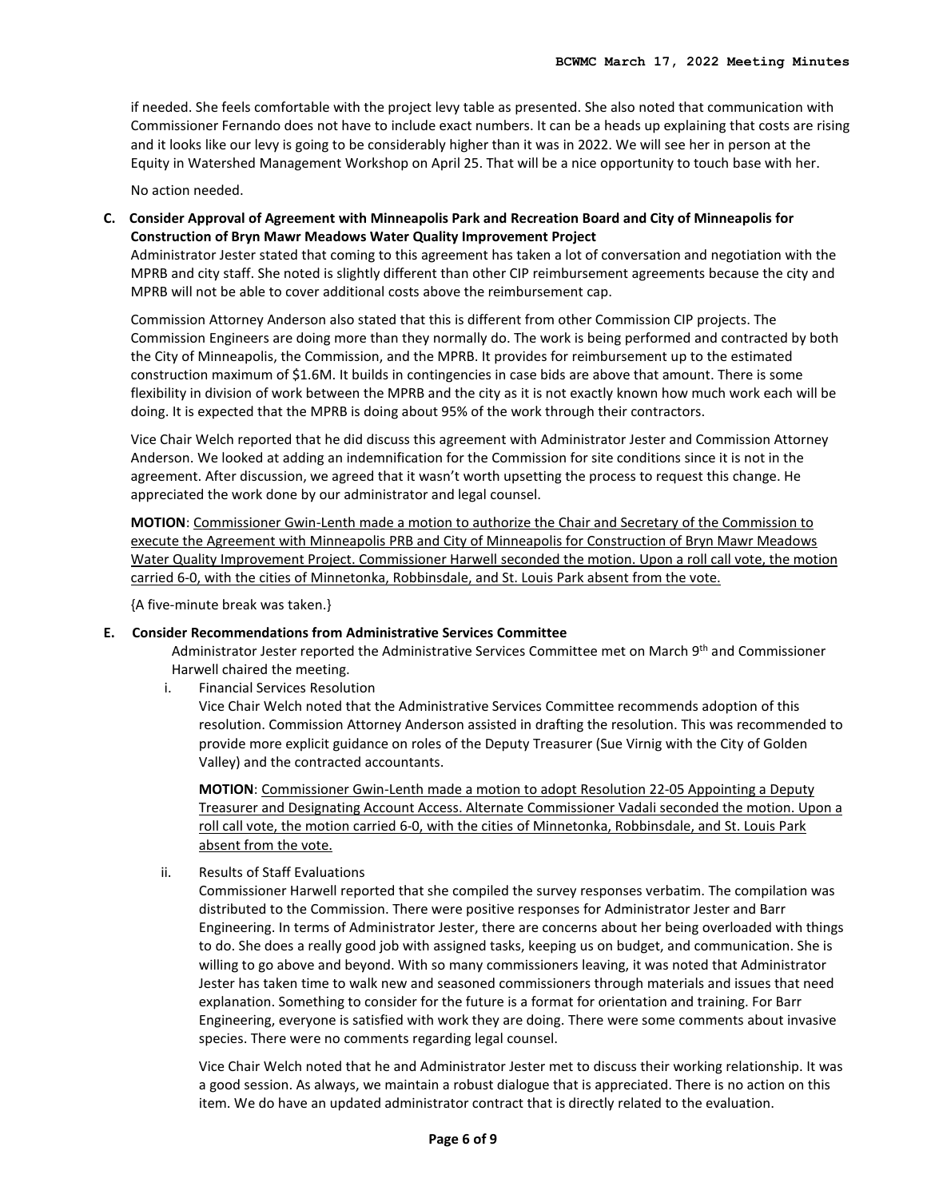if needed. She feels comfortable with the project levy table as presented. She also noted that communication with Commissioner Fernando does not have to include exact numbers. It can be a heads up explaining that costs are rising and it looks like our levy is going to be considerably higher than it was in 2022. We will see her in person at the Equity in Watershed Management Workshop on April 25. That will be a nice opportunity to touch base with her.

No action needed.

**C. Consider Approval of Agreement with Minneapolis Park and Recreation Board and City of Minneapolis for Construction of Bryn Mawr Meadows Water Quality Improvement Project**

Administrator Jester stated that coming to this agreement has taken a lot of conversation and negotiation with the MPRB and city staff. She noted is slightly different than other CIP reimbursement agreements because the city and MPRB will not be able to cover additional costs above the reimbursement cap.

Commission Attorney Anderson also stated that this is different from other Commission CIP projects. The Commission Engineers are doing more than they normally do. The work is being performed and contracted by both the City of Minneapolis, the Commission, and the MPRB. It provides for reimbursement up to the estimated construction maximum of $1.6M. It builds in contingencies in case bids are above that amount. There is some flexibility in division of work between the MPRB and the city as it is not exactly known how much work each will be doing. It is expected that the MPRB is doing about 95% of the work through their contractors.

Vice Chair Welch reported that he did discuss this agreement with Administrator Jester and Commission Attorney Anderson. We looked at adding an indemnification for the Commission for site conditions since it is not in the agreement. After discussion, we agreed that it wasn't worth upsetting the process to request this change. He appreciated the work done by our administrator and legal counsel.

**MOTION**: <u>Commissioner Gwin-Lenth made a motion to authorize the Chair and Secretary of the Commission to execute the Agreement with Minneapolis PRB and City of Minneapolis for Construction of Bryn Mawr Meadows Water Quality Improvement Project. Commissioner Harwell seconded the motion. Upon a roll call vote, the motion carried 6-0, with the cities of Minnetonka, Robbinsdale, and St. Louis Park absent from the vote.</u>

{A five-minute break was taken.}

**E. Consider Recommendations from Administrative Services Committee**

Administrator Jester reported the Administrative Services Committee met on March 9th and Commissioner Harwell chaired the meeting.

i. Financial Services Resolution

Vice Chair Welch noted that the Administrative Services Committee recommends adoption of this resolution. Commission Attorney Anderson assisted in drafting the resolution. This was recommended to provide more explicit guidance on roles of the Deputy Treasurer (Sue Virnig with the City of Golden Valley) and the contracted accountants.

**MOTION**: <u>Commissioner Gwin-Lenth made a motion to adopt Resolution 22-05 Appointing a Deputy Treasurer and Designating Account Access. Alternate Commissioner Vadali seconded the motion. Upon a roll call vote, the motion carried 6-0, with the cities of Minnetonka, Robbinsdale, and St. Louis Park absent from the vote.</u>

ii. Results of Staff Evaluations

Commissioner Harwell reported that she compiled the survey responses verbatim. The compilation was distributed to the Commission. There were positive responses for Administrator Jester and Barr Engineering. In terms of Administrator Jester, there are concerns about her being overloaded with things to do. She does a really good job with assigned tasks, keeping us on budget, and communication. She is willing to go above and beyond. With so many commissioners leaving, it was noted that Administrator Jester has taken time to walk new and seasoned commissioners through materials and issues that need explanation. Something to consider for the future is a format for orientation and training. For Barr Engineering, everyone is satisfied with work they are doing. There were some comments about invasive species. There were no comments regarding legal counsel.

Vice Chair Welch noted that he and Administrator Jester met to discuss their working relationship. It was a good session. As always, we maintain a robust dialogue that is appreciated. There is no action on this item. We do have an updated administrator contract that is directly related to the evaluation.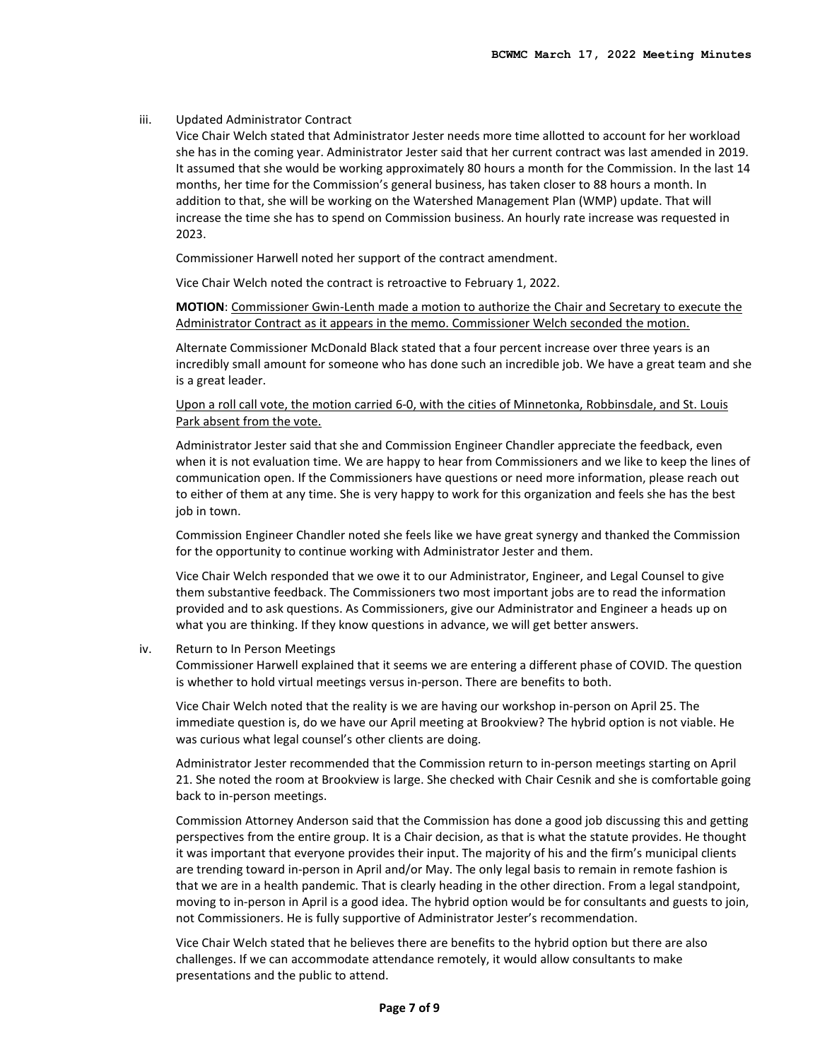iii. Updated Administrator Contract

Vice Chair Welch stated that Administrator Jester needs more time allotted to account for her workload she has in the coming year. Administrator Jester said that her current contract was last amended in 2019. It assumed that she would be working approximately 80 hours a month for the Commission. In the last 14 months, her time for the Commission's general business, has taken closer to 88 hours a month. In addition to that, she will be working on the Watershed Management Plan (WMP) update. That will increase the time she has to spend on Commission business. An hourly rate increase was requested in 2023.

Commissioner Harwell noted her support of the contract amendment.

Vice Chair Welch noted the contract is retroactive to February 1, 2022.

**MOTION**: Commissioner Gwin-Lenth made a motion to authorize the Chair and Secretary to execute the Administrator Contract as it appears in the memo. Commissioner Welch seconded the motion.

Alternate Commissioner McDonald Black stated that a four percent increase over three years is an incredibly small amount for someone who has done such an incredible job. We have a great team and she is a great leader.

Upon a roll call vote, the motion carried 6-0, with the cities of Minnetonka, Robbinsdale, and St. Louis Park absent from the vote.

Administrator Jester said that she and Commission Engineer Chandler appreciate the feedback, even when it is not evaluation time. We are happy to hear from Commissioners and we like to keep the lines of communication open. If the Commissioners have questions or need more information, please reach out to either of them at any time. She is very happy to work for this organization and feels she has the best job in town.

Commission Engineer Chandler noted she feels like we have great synergy and thanked the Commission for the opportunity to continue working with Administrator Jester and them.

Vice Chair Welch responded that we owe it to our Administrator, Engineer, and Legal Counsel to give them substantive feedback. The Commissioners two most important jobs are to read the information provided and to ask questions. As Commissioners, give our Administrator and Engineer a heads up on what you are thinking. If they know questions in advance, we will get better answers.

iv. Return to In Person Meetings

Commissioner Harwell explained that it seems we are entering a different phase of COVID. The question is whether to hold virtual meetings versus in-person. There are benefits to both.

Vice Chair Welch noted that the reality is we are having our workshop in-person on April 25. The immediate question is, do we have our April meeting at Brookview? The hybrid option is not viable. He was curious what legal counsel's other clients are doing.

Administrator Jester recommended that the Commission return to in-person meetings starting on April 21. She noted the room at Brookview is large. She checked with Chair Cesnik and she is comfortable going back to in-person meetings.

Commission Attorney Anderson said that the Commission has done a good job discussing this and getting perspectives from the entire group. It is a Chair decision, as that is what the statute provides. He thought it was important that everyone provides their input. The majority of his and the firm's municipal clients are trending toward in-person in April and/or May. The only legal basis to remain in remote fashion is that we are in a health pandemic. That is clearly heading in the other direction. From a legal standpoint, moving to in-person in April is a good idea. The hybrid option would be for consultants and guests to join, not Commissioners. He is fully supportive of Administrator Jester's recommendation.

Vice Chair Welch stated that he believes there are benefits to the hybrid option but there are also challenges. If we can accommodate attendance remotely, it would allow consultants to make presentations and the public to attend.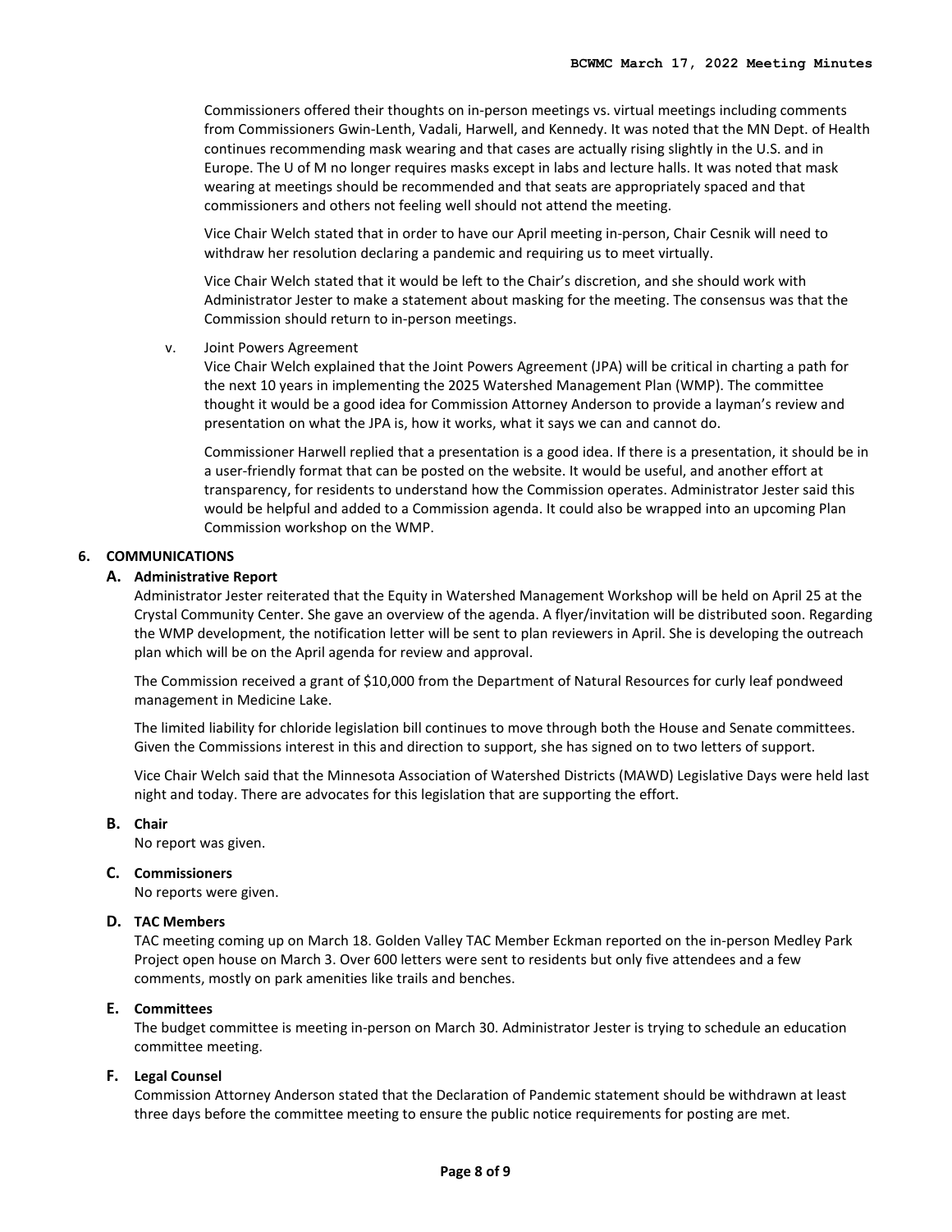Commissioners offered their thoughts on in-person meetings vs. virtual meetings including comments from Commissioners Gwin-Lenth, Vadali, Harwell, and Kennedy. It was noted that the MN Dept. of Health continues recommending mask wearing and that cases are actually rising slightly in the U.S. and in Europe. The U of M no longer requires masks except in labs and lecture halls. It was noted that mask wearing at meetings should be recommended and that seats are appropriately spaced and that commissioners and others not feeling well should not attend the meeting.

Vice Chair Welch stated that in order to have our April meeting in-person, Chair Cesnik will need to withdraw her resolution declaring a pandemic and requiring us to meet virtually.

Vice Chair Welch stated that it would be left to the Chair's discretion, and she should work with Administrator Jester to make a statement about masking for the meeting. The consensus was that the Commission should return to in-person meetings.

v. Joint Powers Agreement

Vice Chair Welch explained that the Joint Powers Agreement (JPA) will be critical in charting a path for the next 10 years in implementing the 2025 Watershed Management Plan (WMP). The committee thought it would be a good idea for Commission Attorney Anderson to provide a layman's review and presentation on what the JPA is, how it works, what it says we can and cannot do.

Commissioner Harwell replied that a presentation is a good idea. If there is a presentation, it should be in a user-friendly format that can be posted on the website. It would be useful, and another effort at transparency, for residents to understand how the Commission operates. Administrator Jester said this would be helpful and added to a Commission agenda. It could also be wrapped into an upcoming Plan Commission workshop on the WMP.

**6. COMMUNICATIONS**

**A. Administrative Report**

Administrator Jester reiterated that the Equity in Watershed Management Workshop will be held on April 25 at the Crystal Community Center. She gave an overview of the agenda. A flyer/invitation will be distributed soon. Regarding the WMP development, the notification letter will be sent to plan reviewers in April. She is developing the outreach plan which will be on the April agenda for review and approval.

The Commission received a grant of $10,000 from the Department of Natural Resources for curly leaf pondweed management in Medicine Lake.

The limited liability for chloride legislation bill continues to move through both the House and Senate committees. Given the Commissions interest in this and direction to support, she has signed on to two letters of support.

Vice Chair Welch said that the Minnesota Association of Watershed Districts (MAWD) Legislative Days were held last night and today. There are advocates for this legislation that are supporting the effort.

**B. Chair**

No report was given.

**C. Commissioners**

No reports were given.

**D. TAC Members**

TAC meeting coming up on March 18. Golden Valley TAC Member Eckman reported on the in-person Medley Park Project open house on March 3. Over 600 letters were sent to residents but only five attendees and a few comments, mostly on park amenities like trails and benches.

**E. Committees**

The budget committee is meeting in-person on March 30. Administrator Jester is trying to schedule an education committee meeting.

**F. Legal Counsel**

Commission Attorney Anderson stated that the Declaration of Pandemic statement should be withdrawn at least three days before the committee meeting to ensure the public notice requirements for posting are met.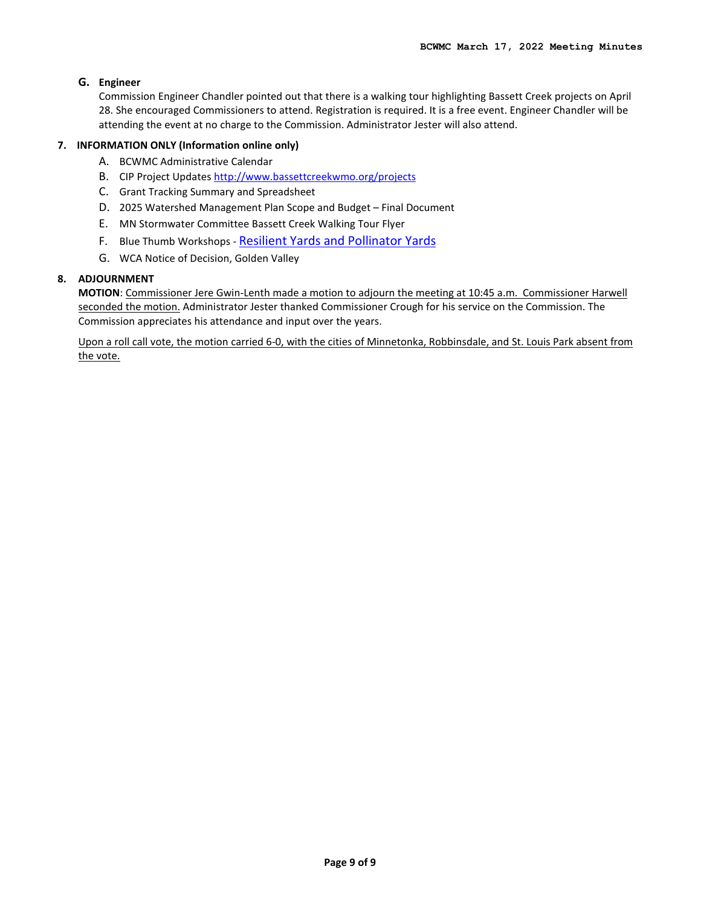### G. Engineer

Commission Engineer Chandler pointed out that there is a walking tour highlighting Bassett Creek projects on April 28. She encouraged Commissioners to attend. Registration is required. It is a free event. Engineer Chandler will be attending the event at no charge to the Commission. Administrator Jester will also attend.

## 7. INFORMATION ONLY (Information online only)

A. BCWMC Administrative Calendar

B. CIP Project Updates [http://www.bassettcreekwmo.org/projects](http://www.bassettcreekwmo.org/projects)

C. Grant Tracking Summary and Spreadsheet

D. 2025 Watershed Management Plan Scope and Budget – Final Document

E. MN Stormwater Committee Bassett Creek Walking Tour Flyer

F. Blue Thumb Workshops - Resilient Yards and Pollinator Yards

G. WCA Notice of Decision, Golden Valley

## 8. ADJOURNMENT

**MOTION**: <u>Commissioner Jere Gwin-Lenth made a motion to adjourn the meeting at 10:45 a.m. Commissioner Harwell seconded the motion.</u> Administrator Jester thanked Commissioner Crough for his service on the Commission. The Commission appreciates his attendance and input over the years.

<u>Upon a roll call vote, the motion carried 6-0, with the cities of Minnetonka, Robbinsdale, and St. Louis Park absent from the vote.</u>